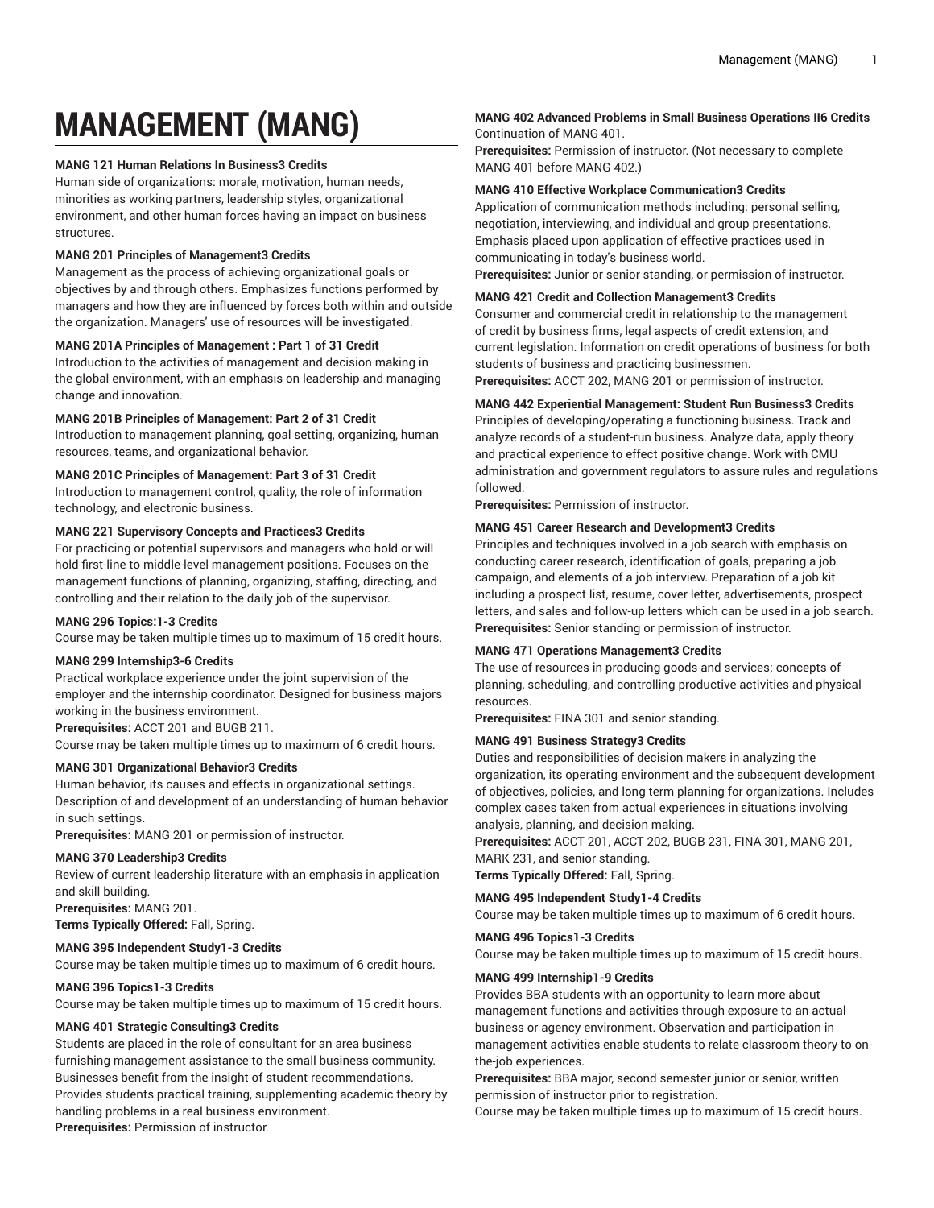# MANAGEMENT (MANG)

**MANG 121 Human Relations In Business3 Credits**
Human side of organizations: morale, motivation, human needs, minorities as working partners, leadership styles, organizational environment, and other human forces having an impact on business structures.

**MANG 201 Principles of Management3 Credits**
Management as the process of achieving organizational goals or objectives by and through others. Emphasizes functions performed by managers and how they are influenced by forces both within and outside the organization. Managers' use of resources will be investigated.

**MANG 201A Principles of Management : Part 1 of 31 Credit**
Introduction to the activities of management and decision making in the global environment, with an emphasis on leadership and managing change and innovation.

**MANG 201B Principles of Management: Part 2 of 31 Credit**
Introduction to management planning, goal setting, organizing, human resources, teams, and organizational behavior.

**MANG 201C Principles of Management: Part 3 of 31 Credit**
Introduction to management control, quality, the role of information technology, and electronic business.

**MANG 221 Supervisory Concepts and Practices3 Credits**
For practicing or potential supervisors and managers who hold or will hold first-line to middle-level management positions. Focuses on the management functions of planning, organizing, staffing, directing, and controlling and their relation to the daily job of the supervisor.

**MANG 296 Topics:1-3 Credits**
Course may be taken multiple times up to maximum of 15 credit hours.

**MANG 299 Internship3-6 Credits**
Practical workplace experience under the joint supervision of the employer and the internship coordinator. Designed for business majors working in the business environment.
**Prerequisites:** ACCT 201 and BUGB 211.
Course may be taken multiple times up to maximum of 6 credit hours.

**MANG 301 Organizational Behavior3 Credits**
Human behavior, its causes and effects in organizational settings. Description of and development of an understanding of human behavior in such settings.
**Prerequisites:** MANG 201 or permission of instructor.

**MANG 370 Leadership3 Credits**
Review of current leadership literature with an emphasis in application and skill building.
**Prerequisites:** MANG 201.
**Terms Typically Offered:** Fall, Spring.

**MANG 395 Independent Study1-3 Credits**
Course may be taken multiple times up to maximum of 6 credit hours.

**MANG 396 Topics1-3 Credits**
Course may be taken multiple times up to maximum of 15 credit hours.

**MANG 401 Strategic Consulting3 Credits**
Students are placed in the role of consultant for an area business furnishing management assistance to the small business community. Businesses benefit from the insight of student recommendations. Provides students practical training, supplementing academic theory by handling problems in a real business environment.
**Prerequisites:** Permission of instructor.

**MANG 402 Advanced Problems in Small Business Operations II6 Credits**
Continuation of MANG 401.
**Prerequisites:** Permission of instructor. (Not necessary to complete MANG 401 before MANG 402.)

**MANG 410 Effective Workplace Communication3 Credits**
Application of communication methods including: personal selling, negotiation, interviewing, and individual and group presentations. Emphasis placed upon application of effective practices used in communicating in today's business world.
**Prerequisites:** Junior or senior standing, or permission of instructor.

**MANG 421 Credit and Collection Management3 Credits**
Consumer and commercial credit in relationship to the management of credit by business firms, legal aspects of credit extension, and current legislation. Information on credit operations of business for both students of business and practicing businessmen.
**Prerequisites:** ACCT 202, MANG 201 or permission of instructor.

**MANG 442 Experiential Management: Student Run Business3 Credits**
Principles of developing/operating a functioning business. Track and analyze records of a student-run business. Analyze data, apply theory and practical experience to effect positive change. Work with CMU administration and government regulators to assure rules and regulations followed.
**Prerequisites:** Permission of instructor.

**MANG 451 Career Research and Development3 Credits**
Principles and techniques involved in a job search with emphasis on conducting career research, identification of goals, preparing a job campaign, and elements of a job interview. Preparation of a job kit including a prospect list, resume, cover letter, advertisements, prospect letters, and sales and follow-up letters which can be used in a job search.
**Prerequisites:** Senior standing or permission of instructor.

**MANG 471 Operations Management3 Credits**
The use of resources in producing goods and services; concepts of planning, scheduling, and controlling productive activities and physical resources.
**Prerequisites:** FINA 301 and senior standing.

**MANG 491 Business Strategy3 Credits**
Duties and responsibilities of decision makers in analyzing the organization, its operating environment and the subsequent development of objectives, policies, and long term planning for organizations. Includes complex cases taken from actual experiences in situations involving analysis, planning, and decision making.
**Prerequisites:** ACCT 201, ACCT 202, BUGB 231, FINA 301, MANG 201, MARK 231, and senior standing.
**Terms Typically Offered:** Fall, Spring.

**MANG 495 Independent Study1-4 Credits**
Course may be taken multiple times up to maximum of 6 credit hours.

**MANG 496 Topics1-3 Credits**
Course may be taken multiple times up to maximum of 15 credit hours.

**MANG 499 Internship1-9 Credits**
Provides BBA students with an opportunity to learn more about management functions and activities through exposure to an actual business or agency environment. Observation and participation in management activities enable students to relate classroom theory to on-the-job experiences.
**Prerequisites:** BBA major, second semester junior or senior, written permission of instructor prior to registration.
Course may be taken multiple times up to maximum of 15 credit hours.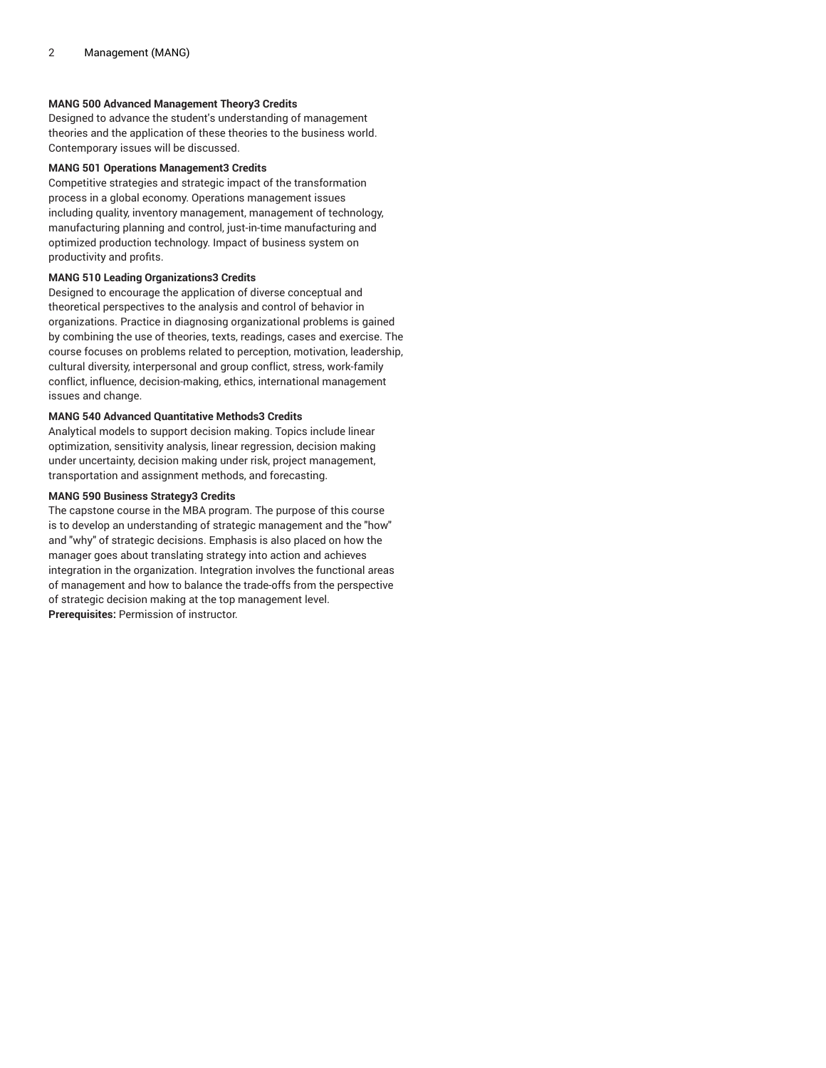**MANG 500 Advanced Management Theory3 Credits**
Designed to advance the student's understanding of management theories and the application of these theories to the business world. Contemporary issues will be discussed.

**MANG 501 Operations Management3 Credits**
Competitive strategies and strategic impact of the transformation process in a global economy. Operations management issues including quality, inventory management, management of technology, manufacturing planning and control, just-in-time manufacturing and optimized production technology. Impact of business system on productivity and profits.

**MANG 510 Leading Organizations3 Credits**
Designed to encourage the application of diverse conceptual and theoretical perspectives to the analysis and control of behavior in organizations. Practice in diagnosing organizational problems is gained by combining the use of theories, texts, readings, cases and exercise. The course focuses on problems related to perception, motivation, leadership, cultural diversity, interpersonal and group conflict, stress, work-family conflict, influence, decision-making, ethics, international management issues and change.

**MANG 540 Advanced Quantitative Methods3 Credits**
Analytical models to support decision making. Topics include linear optimization, sensitivity analysis, linear regression, decision making under uncertainty, decision making under risk, project management, transportation and assignment methods, and forecasting.

**MANG 590 Business Strategy3 Credits**
The capstone course in the MBA program. The purpose of this course is to develop an understanding of strategic management and the "how" and "why" of strategic decisions. Emphasis is also placed on how the manager goes about translating strategy into action and achieves integration in the organization. Integration involves the functional areas of management and how to balance the trade-offs from the perspective of strategic decision making at the top management level.
**Prerequisites:** Permission of instructor.